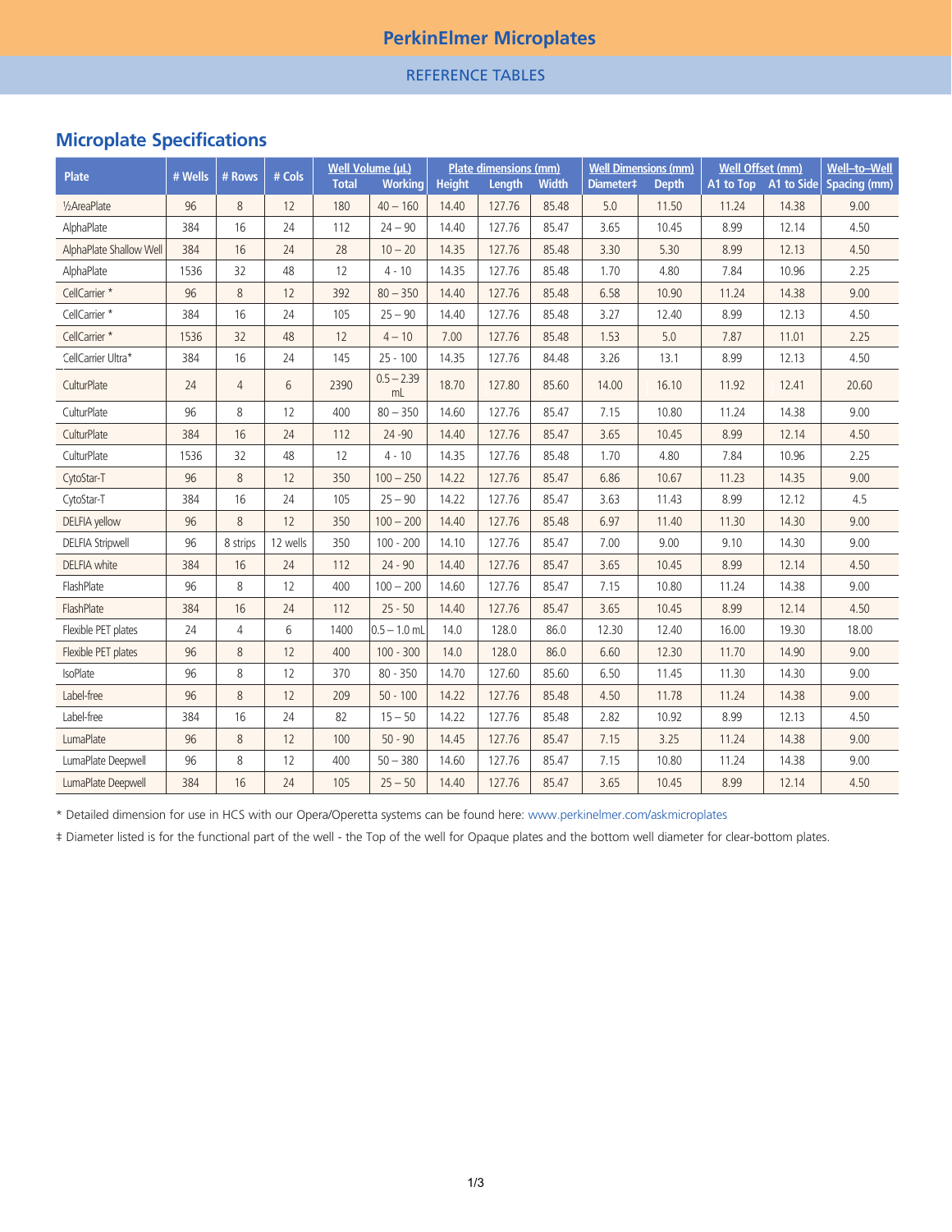# PerkinElmer Microplates

REFERENCE TABLES

## Microplate Specifications

| Plate | # Wells | # Rows | # Cols | Well Volume (µL) | | Plate dimensions (mm) | | | Well Dimensions (mm) | | Well Offset (mm) | | Well–to–Well |
|---|---|---|---|---|---|---|---|---|---|---|---|---|---|
| | | | | Total | Working | Height | Length | Width | Diameter‡ | Depth | A1 to Top | A1 to Side | Spacing (mm) |
| ½AreaPlate | 96 | 8 | 12 | 180 | 40 – 160 | 14.40 | 127.76 | 85.48 | 5.0 | 11.50 | 11.24 | 14.38 | 9.00 |
| AlphaPlate | 384 | 16 | 24 | 112 | 24 – 90 | 14.40 | 127.76 | 85.47 | 3.65 | 10.45 | 8.99 | 12.14 | 4.50 |
| AlphaPlate Shallow Well | 384 | 16 | 24 | 28 | 10 – 20 | 14.35 | 127.76 | 85.48 | 3.30 | 5.30 | 8.99 | 12.13 | 4.50 |
| AlphaPlate | 1536 | 32 | 48 | 12 | 4 - 10 | 14.35 | 127.76 | 85.48 | 1.70 | 4.80 | 7.84 | 10.96 | 2.25 |
| CellCarrier * | 96 | 8 | 12 | 392 | 80 – 350 | 14.40 | 127.76 | 85.48 | 6.58 | 10.90 | 11.24 | 14.38 | 9.00 |
| CellCarrier * | 384 | 16 | 24 | 105 | 25 – 90 | 14.40 | 127.76 | 85.48 | 3.27 | 12.40 | 8.99 | 12.13 | 4.50 |
| CellCarrier * | 1536 | 32 | 48 | 12 | 4 – 10 | 7.00 | 127.76 | 85.48 | 1.53 | 5.0 | 7.87 | 11.01 | 2.25 |
| CellCarrier Ultra* | 384 | 16 | 24 | 145 | 25 - 100 | 14.35 | 127.76 | 84.48 | 3.26 | 13.1 | 8.99 | 12.13 | 4.50 |
| CulturPlate | 24 | 4 | 6 | 2390 | 0.5 – 2.39 mL | 18.70 | 127.80 | 85.60 | 14.00 | 16.10 | 11.92 | 12.41 | 20.60 |
| CulturPlate | 96 | 8 | 12 | 400 | 80 – 350 | 14.60 | 127.76 | 85.47 | 7.15 | 10.80 | 11.24 | 14.38 | 9.00 |
| CulturPlate | 384 | 16 | 24 | 112 | 24 -90 | 14.40 | 127.76 | 85.47 | 3.65 | 10.45 | 8.99 | 12.14 | 4.50 |
| CulturPlate | 1536 | 32 | 48 | 12 | 4 - 10 | 14.35 | 127.76 | 85.48 | 1.70 | 4.80 | 7.84 | 10.96 | 2.25 |
| CytoStar-T | 96 | 8 | 12 | 350 | 100 – 250 | 14.22 | 127.76 | 85.47 | 6.86 | 10.67 | 11.23 | 14.35 | 9.00 |
| CytoStar-T | 384 | 16 | 24 | 105 | 25 – 90 | 14.22 | 127.76 | 85.47 | 3.63 | 11.43 | 8.99 | 12.12 | 4.5 |
| DELFIA yellow | 96 | 8 | 12 | 350 | 100 – 200 | 14.40 | 127.76 | 85.48 | 6.97 | 11.40 | 11.30 | 14.30 | 9.00 |
| DELFIA Stripwell | 96 | 8 strips | 12 wells | 350 | 100 - 200 | 14.10 | 127.76 | 85.47 | 7.00 | 9.00 | 9.10 | 14.30 | 9.00 |
| DELFIA white | 384 | 16 | 24 | 112 | 24 - 90 | 14.40 | 127.76 | 85.47 | 3.65 | 10.45 | 8.99 | 12.14 | 4.50 |
| FlashPlate | 96 | 8 | 12 | 400 | 100 – 200 | 14.60 | 127.76 | 85.47 | 7.15 | 10.80 | 11.24 | 14.38 | 9.00 |
| FlashPlate | 384 | 16 | 24 | 112 | 25 - 50 | 14.40 | 127.76 | 85.47 | 3.65 | 10.45 | 8.99 | 12.14 | 4.50 |
| Flexible PET plates | 24 | 4 | 6 | 1400 | 0.5 – 1.0 mL | 14.0 | 128.0 | 86.0 | 12.30 | 12.40 | 16.00 | 19.30 | 18.00 |
| Flexible PET plates | 96 | 8 | 12 | 400 | 100 - 300 | 14.0 | 128.0 | 86.0 | 6.60 | 12.30 | 11.70 | 14.90 | 9.00 |
| IsoPlate | 96 | 8 | 12 | 370 | 80 - 350 | 14.70 | 127.60 | 85.60 | 6.50 | 11.45 | 11.30 | 14.30 | 9.00 |
| Label-free | 96 | 8 | 12 | 209 | 50 - 100 | 14.22 | 127.76 | 85.48 | 4.50 | 11.78 | 11.24 | 14.38 | 9.00 |
| Label-free | 384 | 16 | 24 | 82 | 15 – 50 | 14.22 | 127.76 | 85.48 | 2.82 | 10.92 | 8.99 | 12.13 | 4.50 |
| LumaPlate | 96 | 8 | 12 | 100 | 50 - 90 | 14.45 | 127.76 | 85.47 | 7.15 | 3.25 | 11.24 | 14.38 | 9.00 |
| LumaPlate Deepwell | 96 | 8 | 12 | 400 | 50 – 380 | 14.60 | 127.76 | 85.47 | 7.15 | 10.80 | 11.24 | 14.38 | 9.00 |
| LumaPlate Deepwell | 384 | 16 | 24 | 105 | 25 – 50 | 14.40 | 127.76 | 85.47 | 3.65 | 10.45 | 8.99 | 12.14 | 4.50 |

* Detailed dimension for use in HCS with our Opera/Operetta systems can be found here: www.perkinelmer.com/askmicroplates

‡ Diameter listed is for the functional part of the well - the Top of the well for Opaque plates and the bottom well diameter for clear-bottom plates.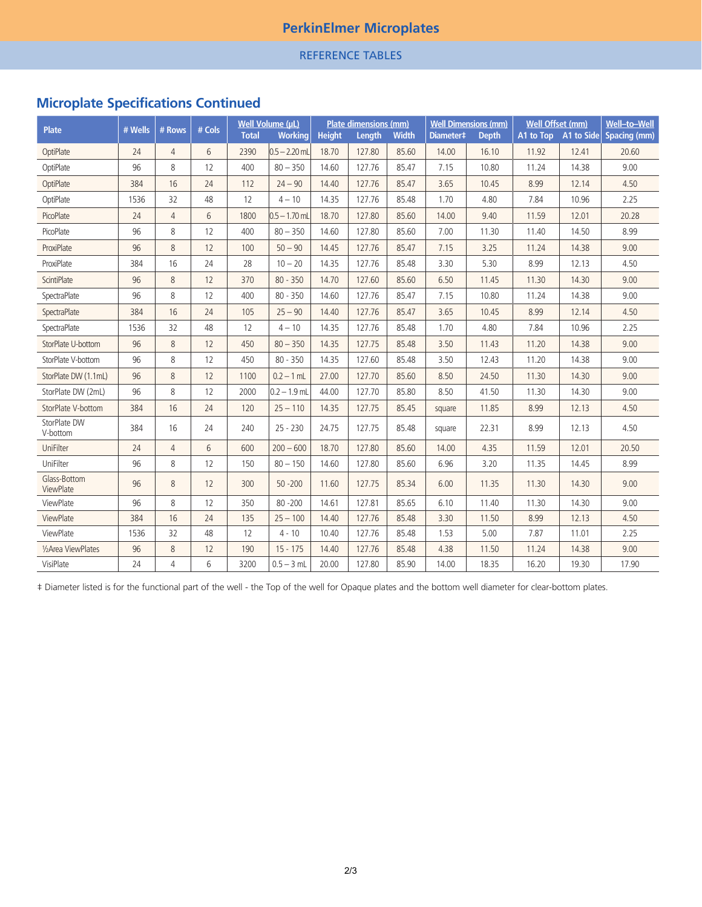# PerkinElmer Microplates

## REFERENCE TABLES

## Microplate Specifications Continued

| Plate | # Wells | # Rows | # Cols | Well Volume (µL) | | Plate dimensions (mm) | | | Well Dimensions (mm) | | Well Offset (mm) | | Well–to–Well |
|---|---|---|---|---|---|---|---|---|---|---|---|---|---|
| | | | | Total | Working | Height | Length | Width | Diameter‡ | Depth | A1 to Top | A1 to Side | Spacing (mm) |
| OptiPlate | 24 | 4 | 6 | 2390 | 0.5 – 2.20 mL | 18.70 | 127.80 | 85.60 | 14.00 | 16.10 | 11.92 | 12.41 | 20.60 |
| OptiPlate | 96 | 8 | 12 | 400 | 80 – 350 | 14.60 | 127.76 | 85.47 | 7.15 | 10.80 | 11.24 | 14.38 | 9.00 |
| OptiPlate | 384 | 16 | 24 | 112 | 24 – 90 | 14.40 | 127.76 | 85.47 | 3.65 | 10.45 | 8.99 | 12.14 | 4.50 |
| OptiPlate | 1536 | 32 | 48 | 12 | 4 – 10 | 14.35 | 127.76 | 85.48 | 1.70 | 4.80 | 7.84 | 10.96 | 2.25 |
| PicoPlate | 24 | 4 | 6 | 1800 | 0.5 – 1.70 mL | 18.70 | 127.80 | 85.60 | 14.00 | 9.40 | 11.59 | 12.01 | 20.28 |
| PicoPlate | 96 | 8 | 12 | 400 | 80 – 350 | 14.60 | 127.80 | 85.60 | 7.00 | 11.30 | 11.40 | 14.50 | 8.99 |
| ProxiPlate | 96 | 8 | 12 | 100 | 50 – 90 | 14.45 | 127.76 | 85.47 | 7.15 | 3.25 | 11.24 | 14.38 | 9.00 |
| ProxiPlate | 384 | 16 | 24 | 28 | 10 – 20 | 14.35 | 127.76 | 85.48 | 3.30 | 5.30 | 8.99 | 12.13 | 4.50 |
| ScintiPlate | 96 | 8 | 12 | 370 | 80 - 350 | 14.70 | 127.60 | 85.60 | 6.50 | 11.45 | 11.30 | 14.30 | 9.00 |
| SpectraPlate | 96 | 8 | 12 | 400 | 80 - 350 | 14.60 | 127.76 | 85.47 | 7.15 | 10.80 | 11.24 | 14.38 | 9.00 |
| SpectraPlate | 384 | 16 | 24 | 105 | 25 – 90 | 14.40 | 127.76 | 85.47 | 3.65 | 10.45 | 8.99 | 12.14 | 4.50 |
| SpectraPlate | 1536 | 32 | 48 | 12 | 4 – 10 | 14.35 | 127.76 | 85.48 | 1.70 | 4.80 | 7.84 | 10.96 | 2.25 |
| StorPlate U-bottom | 96 | 8 | 12 | 450 | 80 – 350 | 14.35 | 127.75 | 85.48 | 3.50 | 11.43 | 11.20 | 14.38 | 9.00 |
| StorPlate V-bottom | 96 | 8 | 12 | 450 | 80 - 350 | 14.35 | 127.60 | 85.48 | 3.50 | 12.43 | 11.20 | 14.38 | 9.00 |
| StorPlate DW (1.1mL) | 96 | 8 | 12 | 1100 | 0.2 – 1 mL | 27.00 | 127.70 | 85.60 | 8.50 | 24.50 | 11.30 | 14.30 | 9.00 |
| StorPlate DW (2mL) | 96 | 8 | 12 | 2000 | 0.2 – 1.9 mL | 44.00 | 127.70 | 85.80 | 8.50 | 41.50 | 11.30 | 14.30 | 9.00 |
| StorPlate V-bottom | 384 | 16 | 24 | 120 | 25 – 110 | 14.35 | 127.75 | 85.45 | square | 11.85 | 8.99 | 12.13 | 4.50 |
| StorPlate DW V-bottom | 384 | 16 | 24 | 240 | 25 - 230 | 24.75 | 127.75 | 85.48 | square | 22.31 | 8.99 | 12.13 | 4.50 |
| UniFilter | 24 | 4 | 6 | 600 | 200 – 600 | 18.70 | 127.80 | 85.60 | 14.00 | 4.35 | 11.59 | 12.01 | 20.50 |
| UniFilter | 96 | 8 | 12 | 150 | 80 – 150 | 14.60 | 127.80 | 85.60 | 6.96 | 3.20 | 11.35 | 14.45 | 8.99 |
| Glass-Bottom ViewPlate | 96 | 8 | 12 | 300 | 50 -200 | 11.60 | 127.75 | 85.34 | 6.00 | 11.35 | 11.30 | 14.30 | 9.00 |
| ViewPlate | 96 | 8 | 12 | 350 | 80 -200 | 14.61 | 127.81 | 85.65 | 6.10 | 11.40 | 11.30 | 14.30 | 9.00 |
| ViewPlate | 384 | 16 | 24 | 135 | 25 – 100 | 14.40 | 127.76 | 85.48 | 3.30 | 11.50 | 8.99 | 12.13 | 4.50 |
| ViewPlate | 1536 | 32 | 48 | 12 | 4 - 10 | 10.40 | 127.76 | 85.48 | 1.53 | 5.00 | 7.87 | 11.01 | 2.25 |
| ½Area ViewPlates | 96 | 8 | 12 | 190 | 15 - 175 | 14.40 | 127.76 | 85.48 | 4.38 | 11.50 | 11.24 | 14.38 | 9.00 |
| VisiPlate | 24 | 4 | 6 | 3200 | 0.5 – 3 mL | 20.00 | 127.80 | 85.90 | 14.00 | 18.35 | 16.20 | 19.30 | 17.90 |

‡ Diameter listed is for the functional part of the well - the Top of the well for Opaque plates and the bottom well diameter for clear-bottom plates.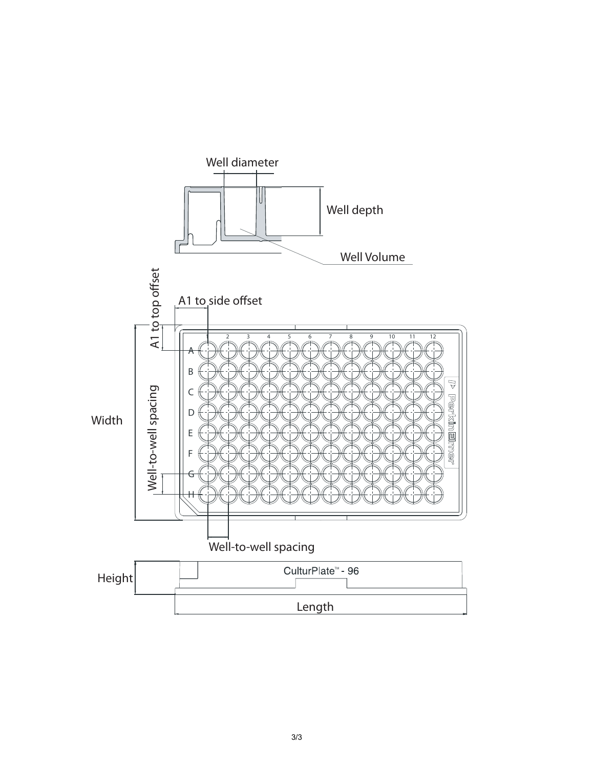Well diameter

Well depth

Well Volume

A1 to top offset

A1 to side offset

1 2 3 4 5 6 7 8 9 10 11 12

A
B
C
D
E
F
G
H

Width

Well-to-well spacing

PerkinElmer

Well-to-well spacing

Height

CulturPlate™ - 96

Length